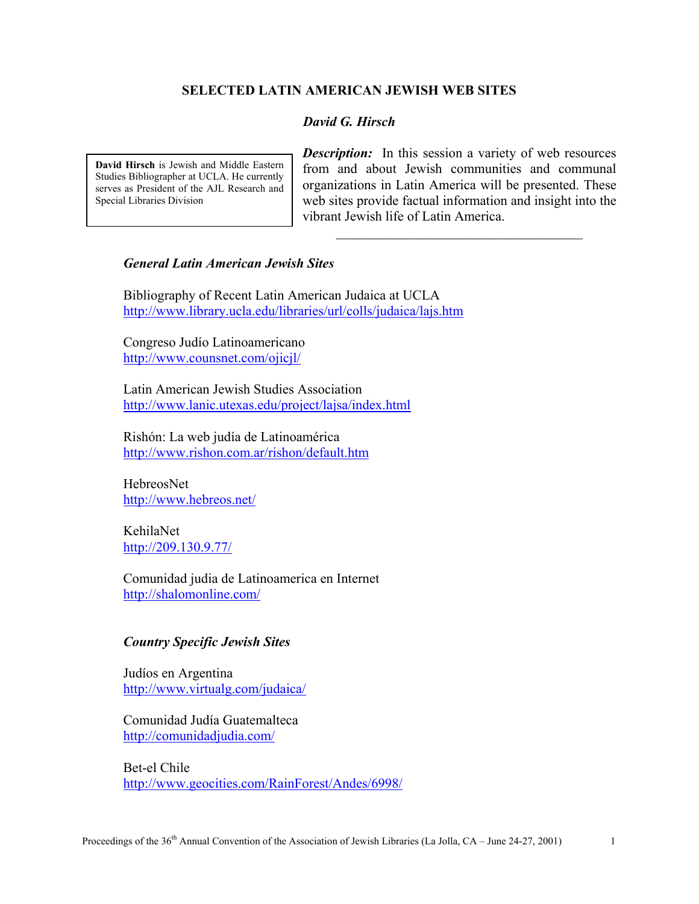# SELECTED LATIN AMERICAN JEWISH WEB SITES

***David G. Hirsch***

**David Hirsch** is Jewish and Middle Eastern Studies Bibliographer at UCLA. He currently serves as President of the AJL Research and Special Libraries Division

***Description:*** In this session a variety of web resources from and about Jewish communities and communal organizations in Latin America will be presented. These web sites provide factual information and insight into the vibrant Jewish life of Latin America.

---

### *General Latin American Jewish Sites*

Bibliography of Recent Latin American Judaica at UCLA
http://www.library.ucla.edu/libraries/url/colls/judaica/lajs.htm

Congreso Judío Latinoamericano
http://www.counsnet.com/ojicjl/

Latin American Jewish Studies Association
http://www.lanic.utexas.edu/project/lajsa/index.html

Rishón: La web judía de Latinoamérica
http://www.rishon.com.ar/rishon/default.htm

HebreosNet
http://www.hebreos.net/

KehilaNet
http://209.130.9.77/

Comunidad judia de Latinoamerica en Internet
http://shalomonline.com/

### *Country Specific Jewish Sites*

Judíos en Argentina
http://www.virtualg.com/judaica/

Comunidad Judía Guatemalteca
http://comunidadjudia.com/

Bet-el Chile
http://www.geocities.com/RainForest/Andes/6998/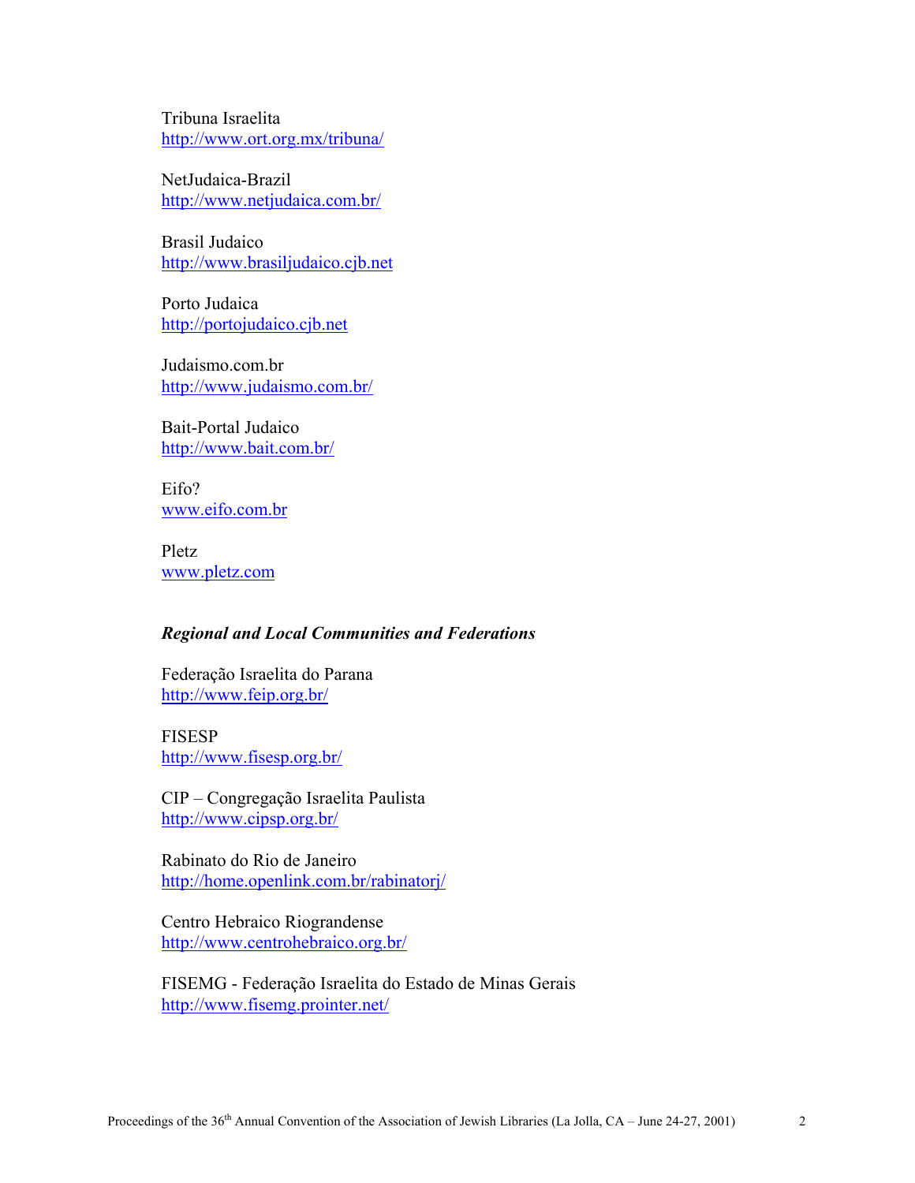Tribuna Israelita
http://www.ort.org.mx/tribuna/

NetJudaica-Brazil
http://www.netjudaica.com.br/

Brasil Judaico
http://www.brasiljudaico.cjb.net

Porto Judaica
http://portojudaico.cjb.net

Judaismo.com.br
http://www.judaismo.com.br/

Bait-Portal Judaico
http://www.bait.com.br/

Eifo?
www.eifo.com.br

Pletz
www.pletz.com

***Regional and Local Communities and Federations***

Federação Israelita do Parana
http://www.feip.org.br/

FISESP
http://www.fisesp.org.br/

CIP – Congregação Israelita Paulista
http://www.cipsp.org.br/

Rabinato do Rio de Janeiro
http://home.openlink.com.br/rabinatorj/

Centro Hebraico Riograndense
http://www.centrohebraico.org.br/

FISEMG - Federação Israelita do Estado de Minas Gerais
http://www.fisemg.prointer.net/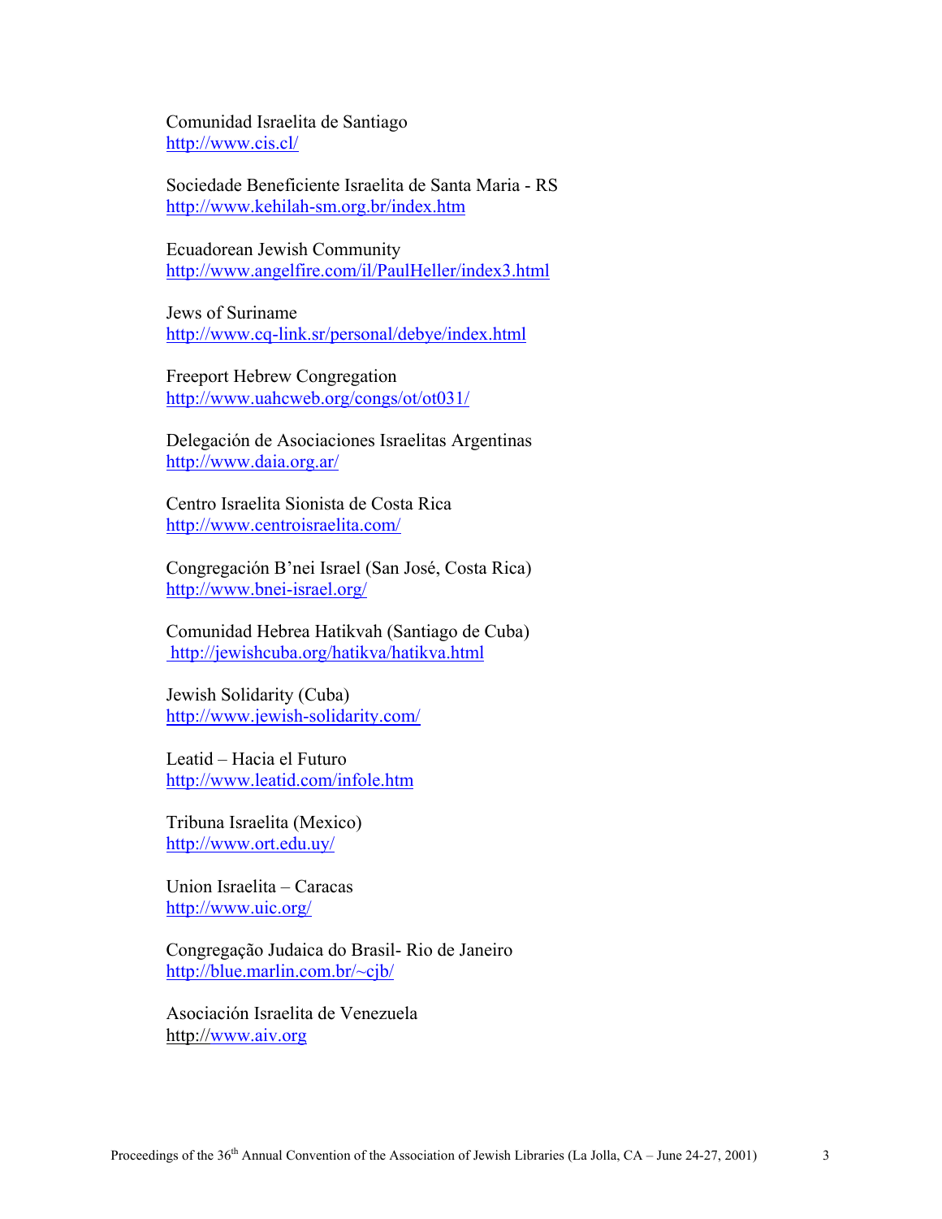Comunidad Israelita de Santiago
http://www.cis.cl/

Sociedade Beneficiente Israelita de Santa Maria - RS
http://www.kehilah-sm.org.br/index.htm

Ecuadorean Jewish Community
http://www.angelfire.com/il/PaulHeller/index3.html

Jews of Suriname
http://www.cq-link.sr/personal/debye/index.html

Freeport Hebrew Congregation
http://www.uahcweb.org/congs/ot/ot031/

Delegación de Asociaciones Israelitas Argentinas
http://www.daia.org.ar/

Centro Israelita Sionista de Costa Rica
http://www.centroisraelita.com/

Congregación B'nei Israel (San José, Costa Rica)
http://www.bnei-israel.org/

Comunidad Hebrea Hatikvah (Santiago de Cuba)
http://jewishcuba.org/hatikva/hatikva.html

Jewish Solidarity (Cuba)
http://www.jewish-solidarity.com/

Leatid – Hacia el Futuro
http://www.leatid.com/infole.htm

Tribuna Israelita (Mexico)
http://www.ort.edu.uy/

Union Israelita – Caracas
http://www.uic.org/

Congregação Judaica do Brasil- Rio de Janeiro
http://blue.marlin.com.br/~cjb/

Asociación Israelita de Venezuela
http://www.aiv.org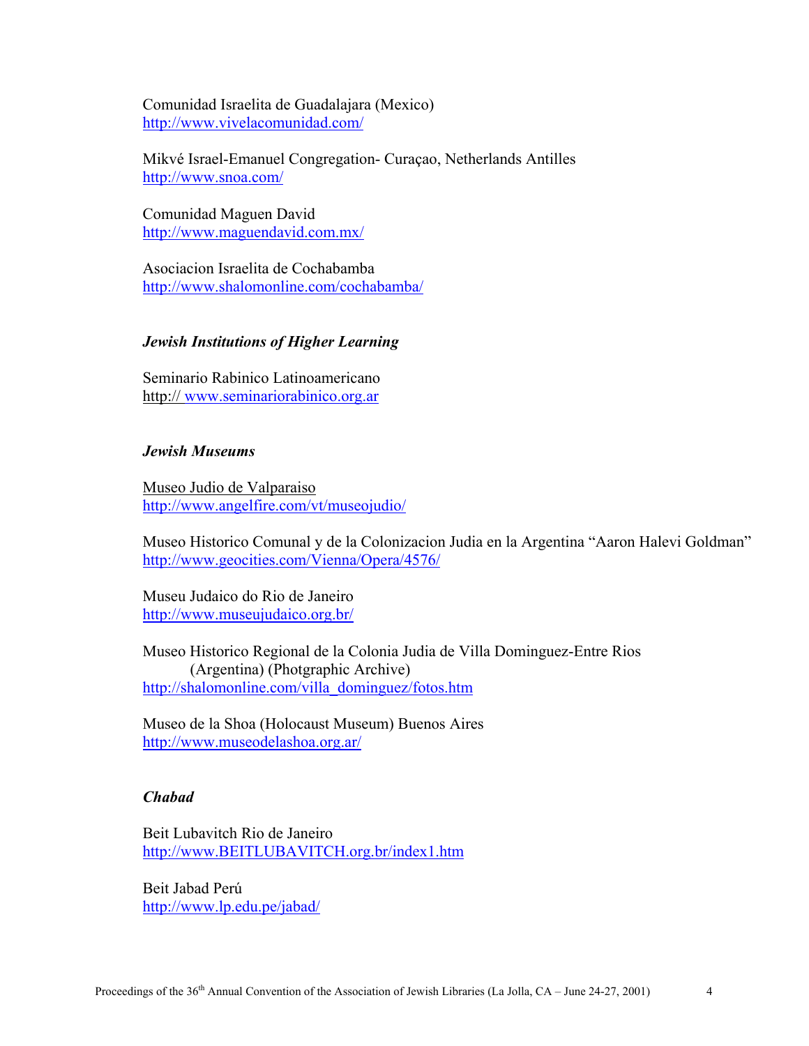Comunidad Israelita de Guadalajara (Mexico)
http://www.vivelacomunidad.com/

Mikvé Israel-Emanuel Congregation- Curaçao, Netherlands Antilles
http://www.snoa.com/

Comunidad Maguen David
http://www.maguendavid.com.mx/

Asociacion Israelita de Cochabamba
http://www.shalomonline.com/cochabamba/

***Jewish Institutions of Higher Learning***

Seminario Rabinico Latinoamericano
http:// www.seminariorabinico.org.ar

***Jewish Museums***

Museo Judio de Valparaiso
http://www.angelfire.com/vt/museojudio/

Museo Historico Comunal y de la Colonizacion Judia en la Argentina "Aaron Halevi Goldman"
http://www.geocities.com/Vienna/Opera/4576/

Museu Judaico do Rio de Janeiro
http://www.museujudaico.org.br/

Museo Historico Regional de la Colonia Judia de Villa Dominguez-Entre Rios (Argentina) (Photgraphic Archive)
http://shalomonline.com/villa_dominguez/fotos.htm

Museo de la Shoa (Holocaust Museum) Buenos Aires
http://www.museodelashoa.org.ar/

***Chabad***

Beit Lubavitch Rio de Janeiro
http://www.BEITLUBAVITCH.org.br/index1.htm

Beit Jabad Perú
http://www.lp.edu.pe/jabad/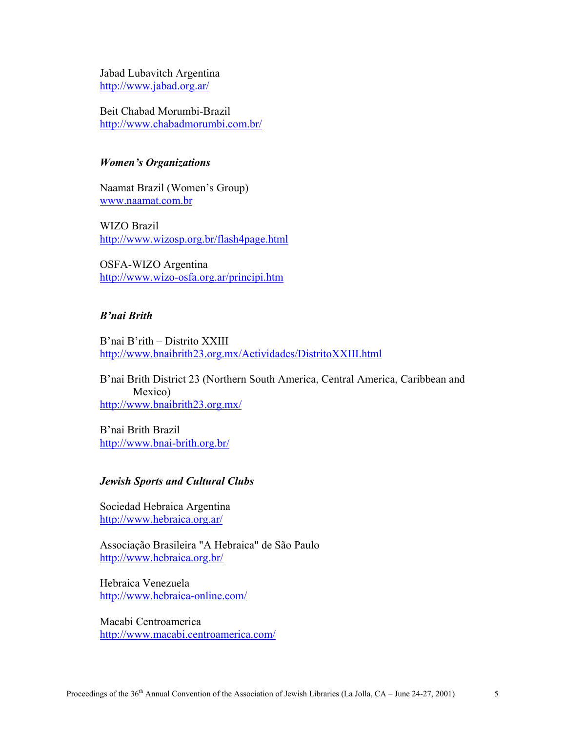Jabad Lubavitch Argentina
http://www.jabad.org.ar/

Beit Chabad Morumbi-Brazil
http://www.chabadmorumbi.com.br/

### *Women's Organizations*

Naamat Brazil (Women's Group)
www.naamat.com.br

WIZO Brazil
http://www.wizosp.org.br/flash4page.html

OSFA-WIZO Argentina
http://www.wizo-osfa.org.ar/principi.htm

### *B'nai Brith*

B'nai B'rith – Distrito XXIII
http://www.bnaibrith23.org.mx/Actividades/DistritoXXIII.html

B'nai Brith District 23 (Northern South America, Central America, Caribbean and Mexico)
http://www.bnaibrith23.org.mx/

B'nai Brith Brazil
http://www.bnai-brith.org.br/

### *Jewish Sports and Cultural Clubs*

Sociedad Hebraica Argentina
http://www.hebraica.org.ar/

Associação Brasileira "A Hebraica" de São Paulo
http://www.hebraica.org.br/

Hebraica Venezuela
http://www.hebraica-online.com/

Macabi Centroamerica
http://www.macabi.centroamerica.com/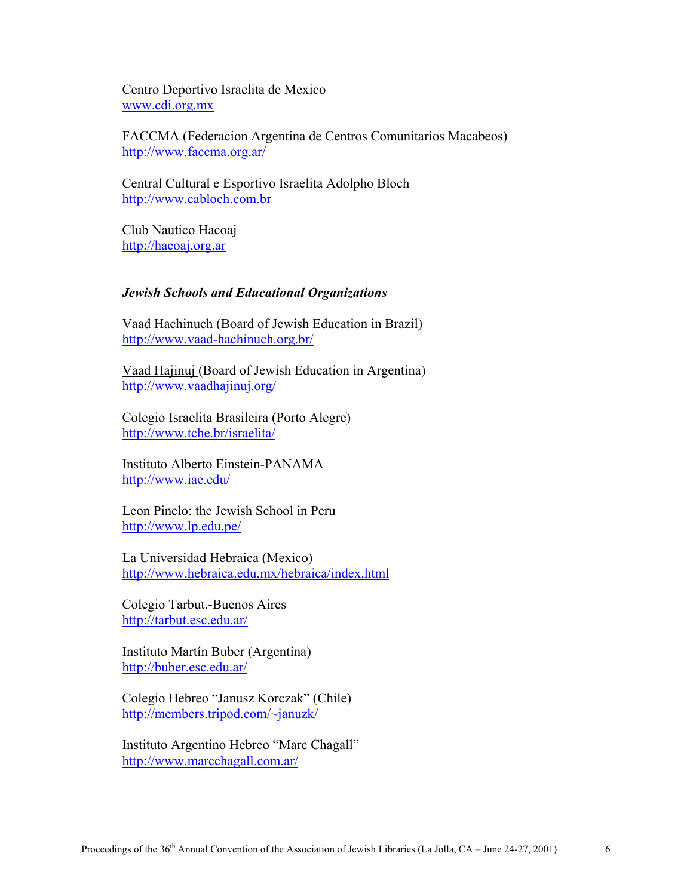Centro Deportivo Israelita de Mexico
www.cdi.org.mx

FACCMA (Federacion Argentina de Centros Comunitarios Macabeos)
http://www.faccma.org.ar/

Central Cultural e Esportivo Israelita Adolpho Bloch
http://www.cabloch.com.br

Club Nautico Hacoaj
http://hacoaj.org.ar

***Jewish Schools and Educational Organizations***

Vaad Hachinuch (Board of Jewish Education in Brazil)
http://www.vaad-hachinuch.org.br/

Vaad Hajinuj (Board of Jewish Education in Argentina)
http://www.vaadhajinuj.org/

Colegio Israelita Brasileira (Porto Alegre)
http://www.tche.br/israelita/

Instituto Alberto Einstein-PANAMA
http://www.iae.edu/

Leon Pinelo: the Jewish School in Peru
http://www.lp.edu.pe/

La Universidad Hebraica (Mexico)
http://www.hebraica.edu.mx/hebraica/index.html

Colegio Tarbut.-Buenos Aires
http://tarbut.esc.edu.ar/

Instituto Martín Buber (Argentina)
http://buber.esc.edu.ar/

Colegio Hebreo "Janusz Korczak" (Chile)
http://members.tripod.com/~januzk/

Instituto Argentino Hebreo "Marc Chagall"
http://www.marcchagall.com.ar/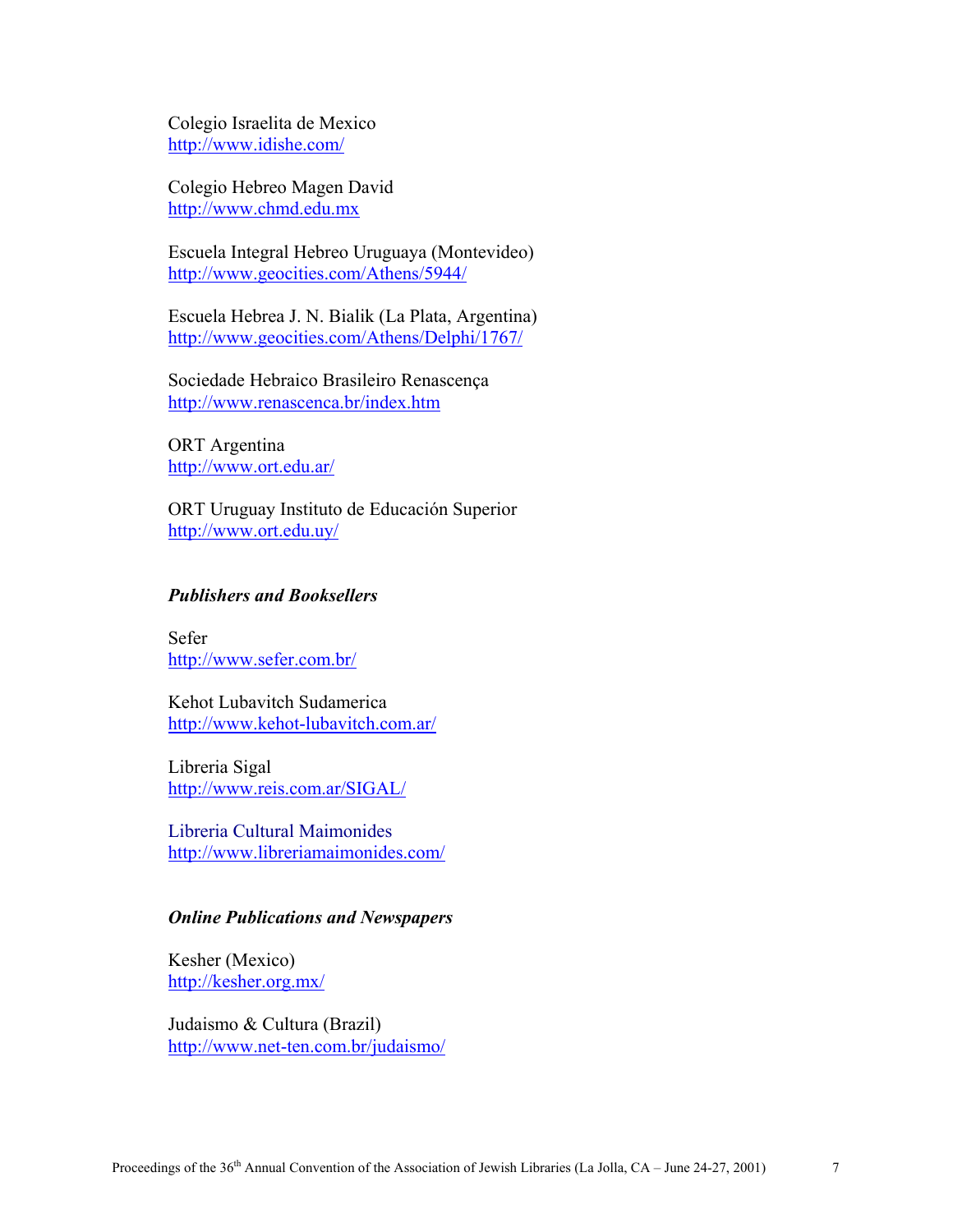Colegio Israelita de Mexico
http://www.idishe.com/

Colegio Hebreo Magen David
http://www.chmd.edu.mx

Escuela Integral Hebreo Uruguaya (Montevideo)
http://www.geocities.com/Athens/5944/

Escuela Hebrea J. N. Bialik (La Plata, Argentina)
http://www.geocities.com/Athens/Delphi/1767/

Sociedade Hebraico Brasileiro Renascença
http://www.renascenca.br/index.htm

ORT Argentina
http://www.ort.edu.ar/

ORT Uruguay Instituto de Educación Superior
http://www.ort.edu.uy/

### *Publishers and Booksellers*

Sefer
http://www.sefer.com.br/

Kehot Lubavitch Sudamerica
http://www.kehot-lubavitch.com.ar/

Libreria Sigal
http://www.reis.com.ar/SIGAL/

Libreria Cultural Maimonides
http://www.libreriamaimonides.com/

### *Online Publications and Newspapers*

Kesher (Mexico)
http://kesher.org.mx/

Judaismo & Cultura (Brazil)
http://www.net-ten.com.br/judaismo/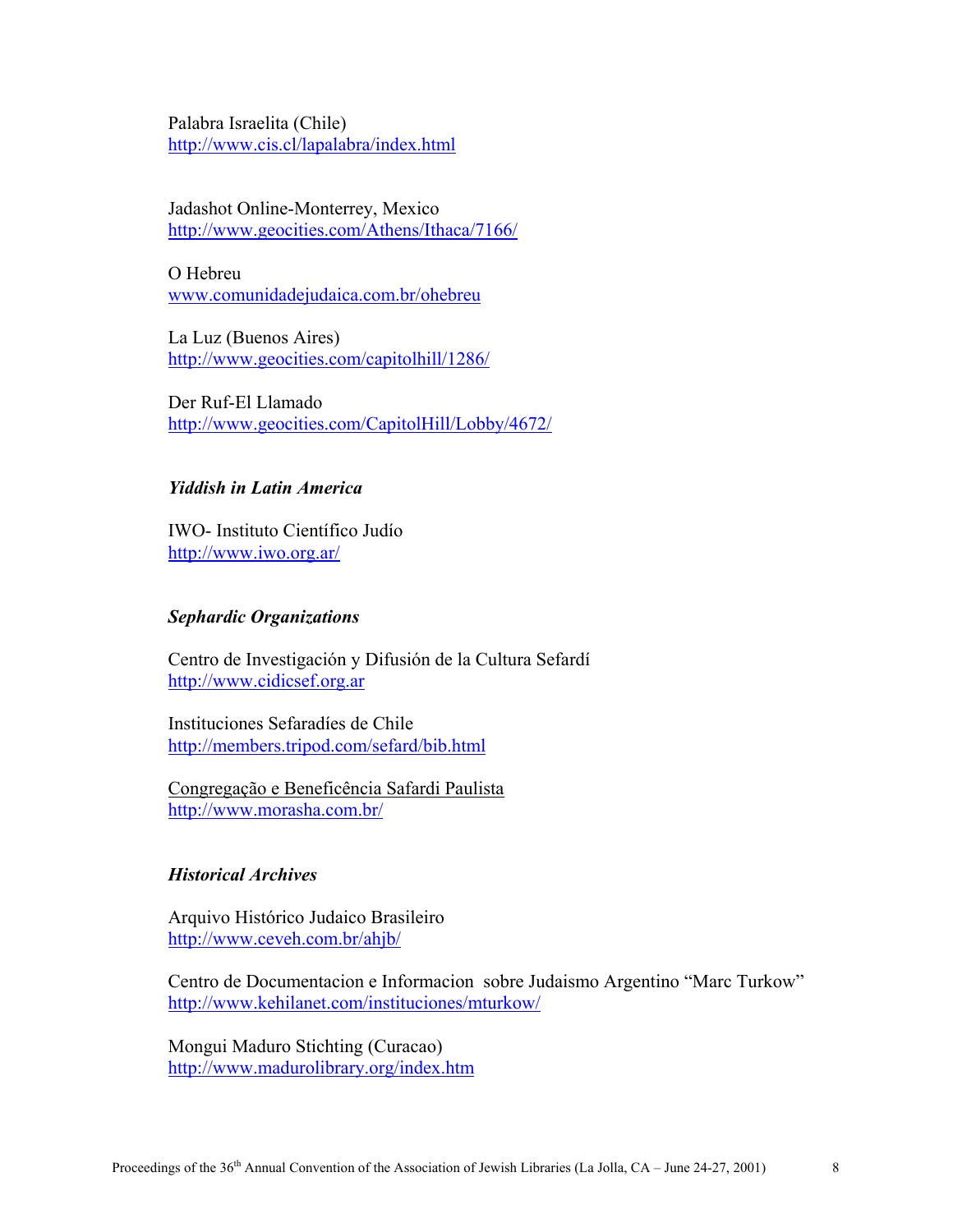Palabra Israelita (Chile)
http://www.cis.cl/lapalabra/index.html

Jadashot Online-Monterrey, Mexico
http://www.geocities.com/Athens/Ithaca/7166/

O Hebreu
www.comunidadejudaica.com.br/ohebreu

La Luz (Buenos Aires)
http://www.geocities.com/capitolhill/1286/

Der Ruf-El Llamado
http://www.geocities.com/CapitolHill/Lobby/4672/

***Yiddish in Latin America***

IWO- Instituto Científico Judío
http://www.iwo.org.ar/

***Sephardic Organizations***

Centro de Investigación y Difusión de la Cultura Sefardí
http://www.cidicsef.org.ar

Instituciones Sefaradíes de Chile
http://members.tripod.com/sefard/bib.html

Congregação e Beneficência Safardi Paulista
http://www.morasha.com.br/

***Historical Archives***

Arquivo Histórico Judaico Brasileiro
http://www.ceveh.com.br/ahjb/

Centro de Documentacion e Informacion sobre Judaismo Argentino "Marc Turkow"
http://www.kehilanet.com/instituciones/mturkow/

Mongui Maduro Stichting (Curacao)
http://www.madurolibrary.org/index.htm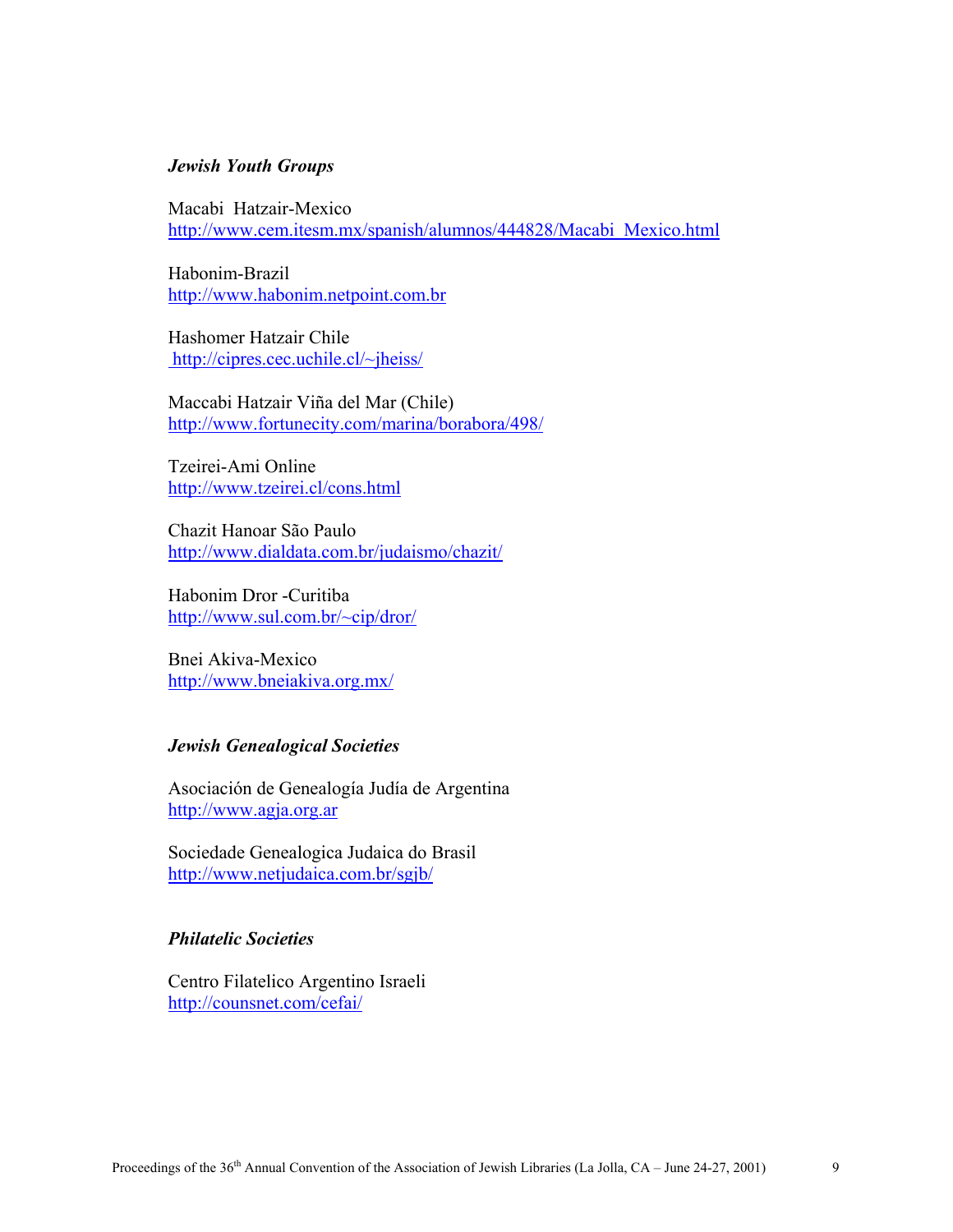***Jewish Youth Groups***

Macabi  Hatzair-Mexico
http://www.cem.itesm.mx/spanish/alumnos/444828/Macabi_Mexico.html

Habonim-Brazil
http://www.habonim.netpoint.com.br

Hashomer Hatzair Chile
http://cipres.cec.uchile.cl/~jheiss/

Maccabi Hatzair Viña del Mar (Chile)
http://www.fortunecity.com/marina/borabora/498/

Tzeirei-Ami Online
http://www.tzeirei.cl/cons.html

Chazit Hanoar São Paulo
http://www.dialdata.com.br/judaismo/chazit/

Habonim Dror -Curitiba
http://www.sul.com.br/~cip/dror/

Bnei Akiva-Mexico
http://www.bneiakiva.org.mx/

***Jewish Genealogical Societies***

Asociación de Genealogía Judía de Argentina
http://www.agja.org.ar

Sociedade Genealogica Judaica do Brasil
http://www.netjudaica.com.br/sgjb/

***Philatelic Societies***

Centro Filatelico Argentino Israeli
http://counsnet.com/cefai/